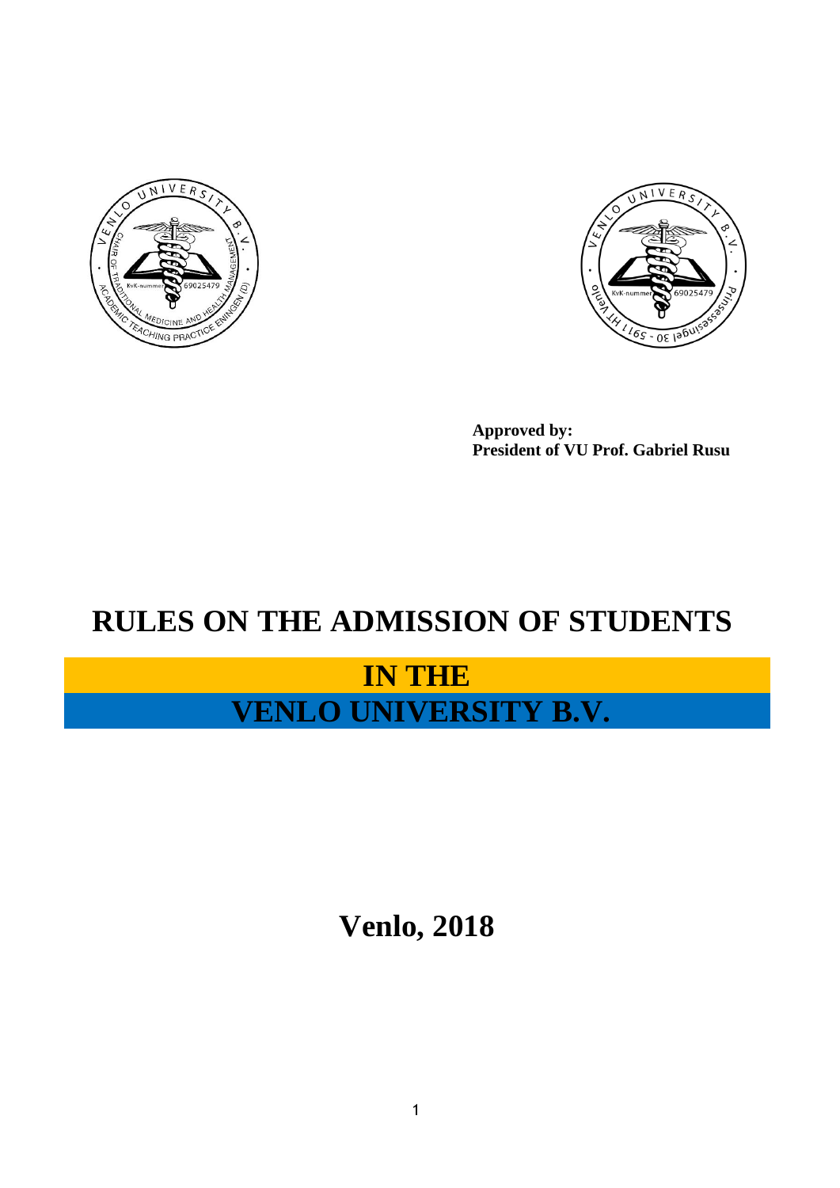**Approved by:**
**President of VU Prof. Gabriel Rusu**

# RULES ON THE ADMISSION OF STUDENTS

# IN THE

# VENLO UNIVERSITY B.V.

## Venlo, 2018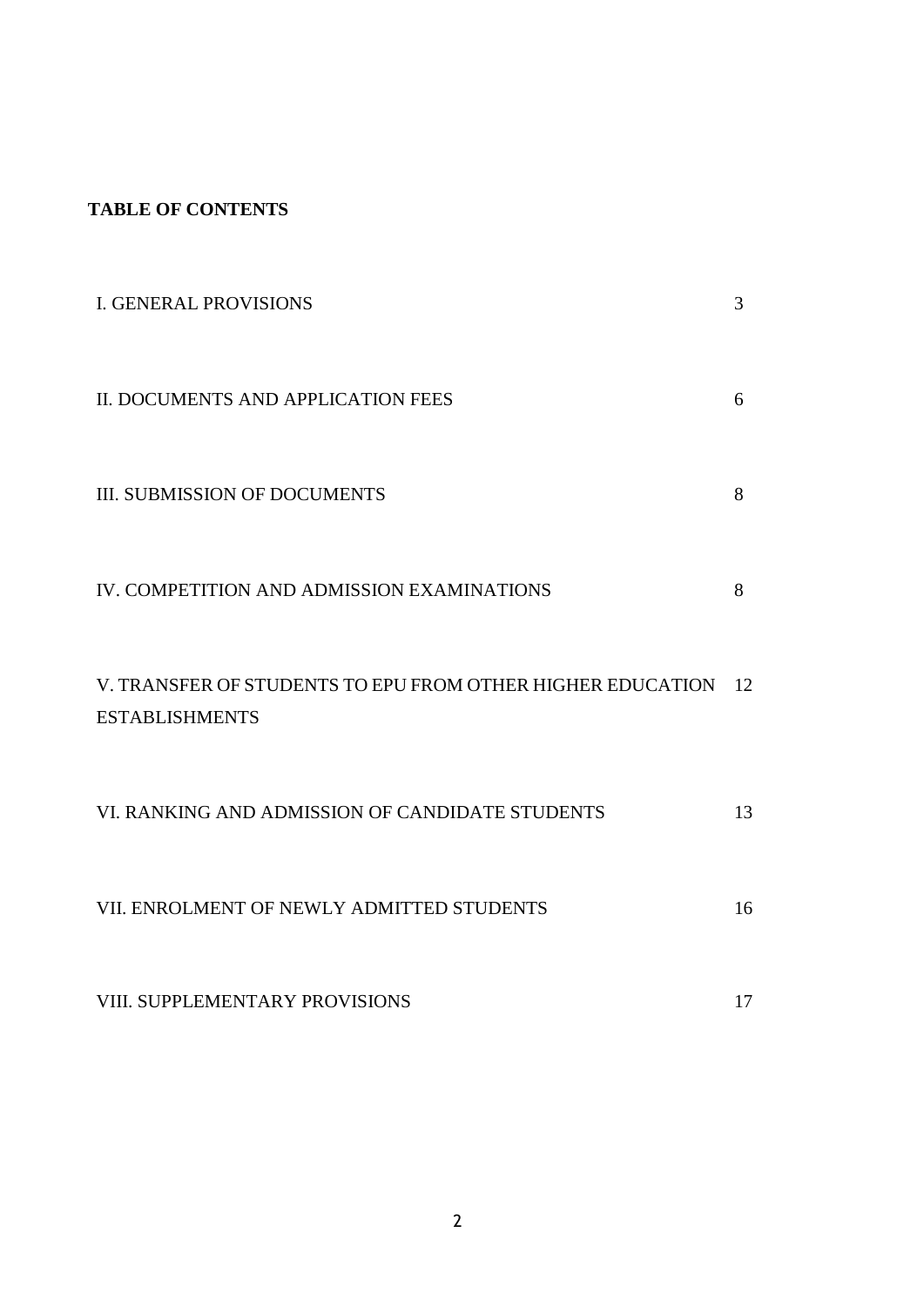**TABLE OF CONTENTS**

| | |
|---|---|
| I. GENERAL PROVISIONS | 3 |
| II. DOCUMENTS AND APPLICATION FEES | 6 |
| III. SUBMISSION OF DOCUMENTS | 8 |
| IV. COMPETITION AND ADMISSION EXAMINATIONS | 8 |
| V. TRANSFER OF STUDENTS TO EPU FROM OTHER HIGHER EDUCATION ESTABLISHMENTS | 12 |
| VI. RANKING AND ADMISSION OF CANDIDATE STUDENTS | 13 |
| VII. ENROLMENT OF NEWLY ADMITTED STUDENTS | 16 |
| VIII. SUPPLEMENTARY PROVISIONS | 17 |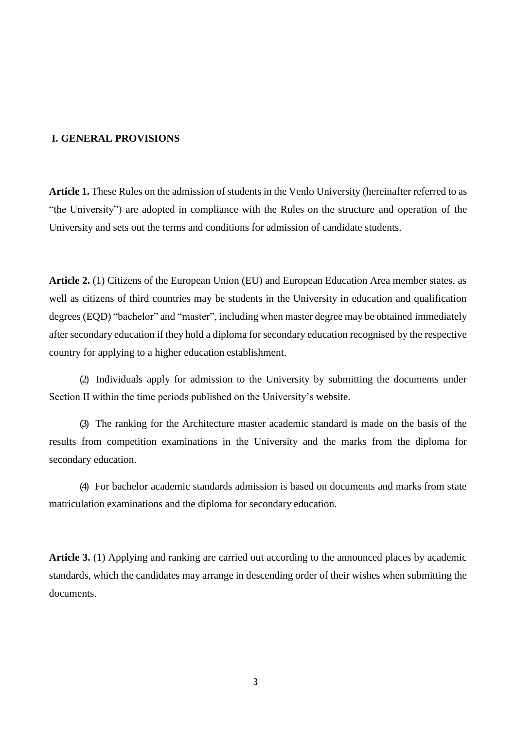## I. GENERAL PROVISIONS

**Article 1.** These Rules on the admission of students in the Venlo University (hereinafter referred to as "the University") are adopted in compliance with the Rules on the structure and operation of the University and sets out the terms and conditions for admission of candidate students.

**Article 2.** (1) Citizens of the European Union (EU) and European Education Area member states, as well as citizens of third countries may be students in the University in education and qualification degrees (EQD) "bachelor" and "master", including when master degree may be obtained immediately after secondary education if they hold a diploma for secondary education recognised by the respective country for applying to a higher education establishment.

(2) Individuals apply for admission to the University by submitting the documents under Section II within the time periods published on the University's website.

(3) The ranking for the Architecture master academic standard is made on the basis of the results from competition examinations in the University and the marks from the diploma for secondary education.

(4) For bachelor academic standards admission is based on documents and marks from state matriculation examinations and the diploma for secondary education.

**Article 3.** (1) Applying and ranking are carried out according to the announced places by academic standards, which the candidates may arrange in descending order of their wishes when submitting the documents.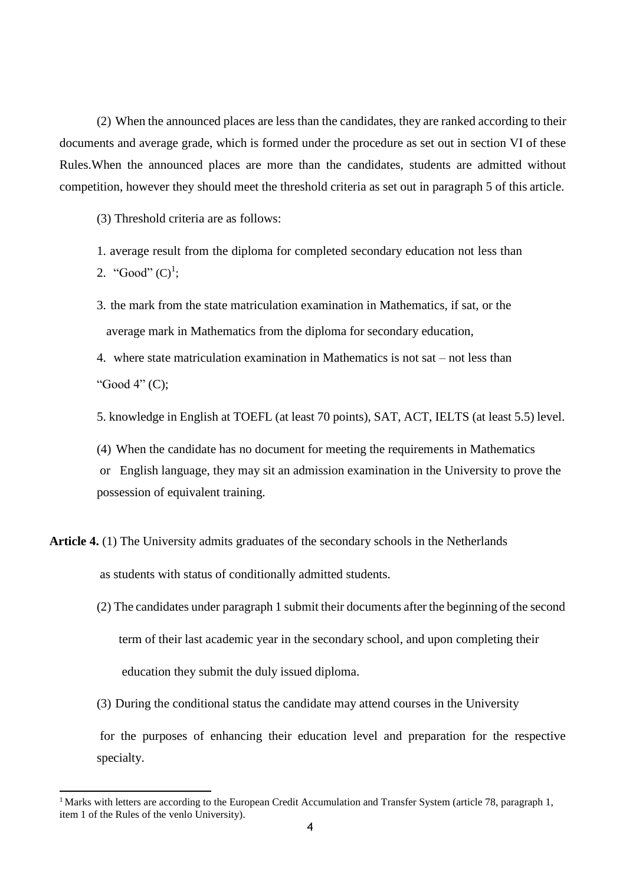(2) When the announced places are less than the candidates, they are ranked according to their documents and average grade, which is formed under the procedure as set out in section VI of these Rules.When the announced places are more than the candidates, students are admitted without competition, however they should meet the threshold criteria as set out in paragraph 5 of this article.

(3) Threshold criteria are as follows:

1. average result from the diploma for completed secondary education not less than
2. "Good" (C)[1];
3. the mark from the state matriculation examination in Mathematics, if sat, or the average mark in Mathematics from the diploma for secondary education,
4. where state matriculation examination in Mathematics is not sat – not less than "Good 4" (C);
5. knowledge in English at TOEFL (at least 70 points), SAT, ACT, IELTS (at least 5.5) level.

(4) When the candidate has no document for meeting the requirements in Mathematics or English language, they may sit an admission examination in the University to prove the possession of equivalent training.

**Article 4.** (1) The University admits graduates of the secondary schools in the Netherlands as students with status of conditionally admitted students.

(2) The candidates under paragraph 1 submit their documents after the beginning of the second term of their last academic year in the secondary school, and upon completing their education they submit the duly issued diploma.

(3) During the conditional status the candidate may attend courses in the University for the purposes of enhancing their education level and preparation for the respective specialty.

---

[1] Marks with letters are according to the European Credit Accumulation and Transfer System (article 78, paragraph 1, item 1 of the Rules of the venlo University).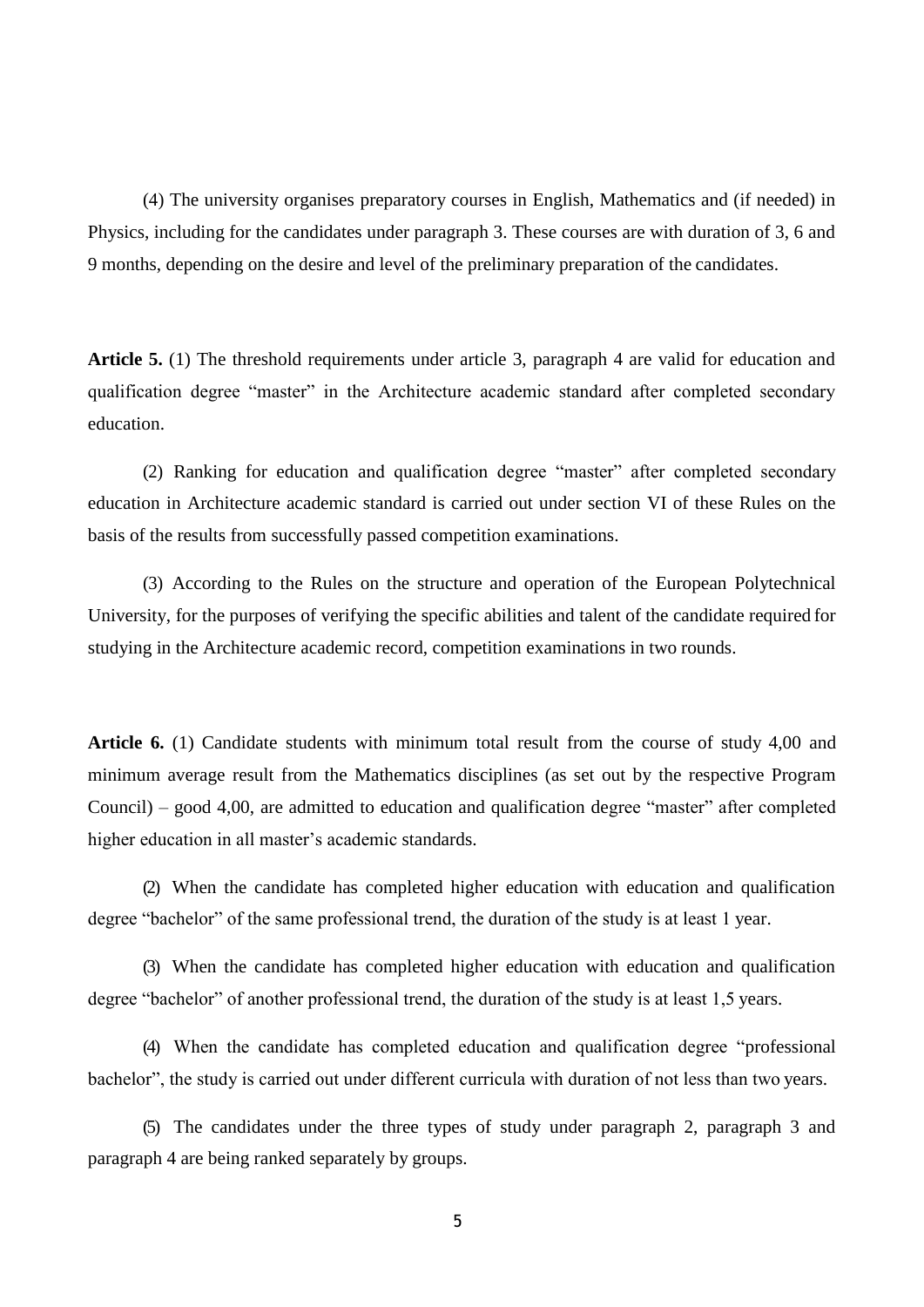(4) The university organises preparatory courses in English, Mathematics and (if needed) in Physics, including for the candidates under paragraph 3. These courses are with duration of 3, 6 and 9 months, depending on the desire and level of the preliminary preparation of the candidates.

**Article 5.** (1) The threshold requirements under article 3, paragraph 4 are valid for education and qualification degree "master" in the Architecture academic standard after completed secondary education.

(2) Ranking for education and qualification degree "master" after completed secondary education in Architecture academic standard is carried out under section VI of these Rules on the basis of the results from successfully passed competition examinations.

(3) According to the Rules on the structure and operation of the European Polytechnical University, for the purposes of verifying the specific abilities and talent of the candidate required for studying in the Architecture academic record, competition examinations in two rounds.

**Article 6.** (1) Candidate students with minimum total result from the course of study 4,00 and minimum average result from the Mathematics disciplines (as set out by the respective Program Council) – good 4,00, are admitted to education and qualification degree "master" after completed higher education in all master's academic standards.

(2) When the candidate has completed higher education with education and qualification degree "bachelor" of the same professional trend, the duration of the study is at least 1 year.

(3) When the candidate has completed higher education with education and qualification degree "bachelor" of another professional trend, the duration of the study is at least 1,5 years.

(4) When the candidate has completed education and qualification degree "professional bachelor", the study is carried out under different curricula with duration of not less than two years.

(5) The candidates under the three types of study under paragraph 2, paragraph 3 and paragraph 4 are being ranked separately by groups.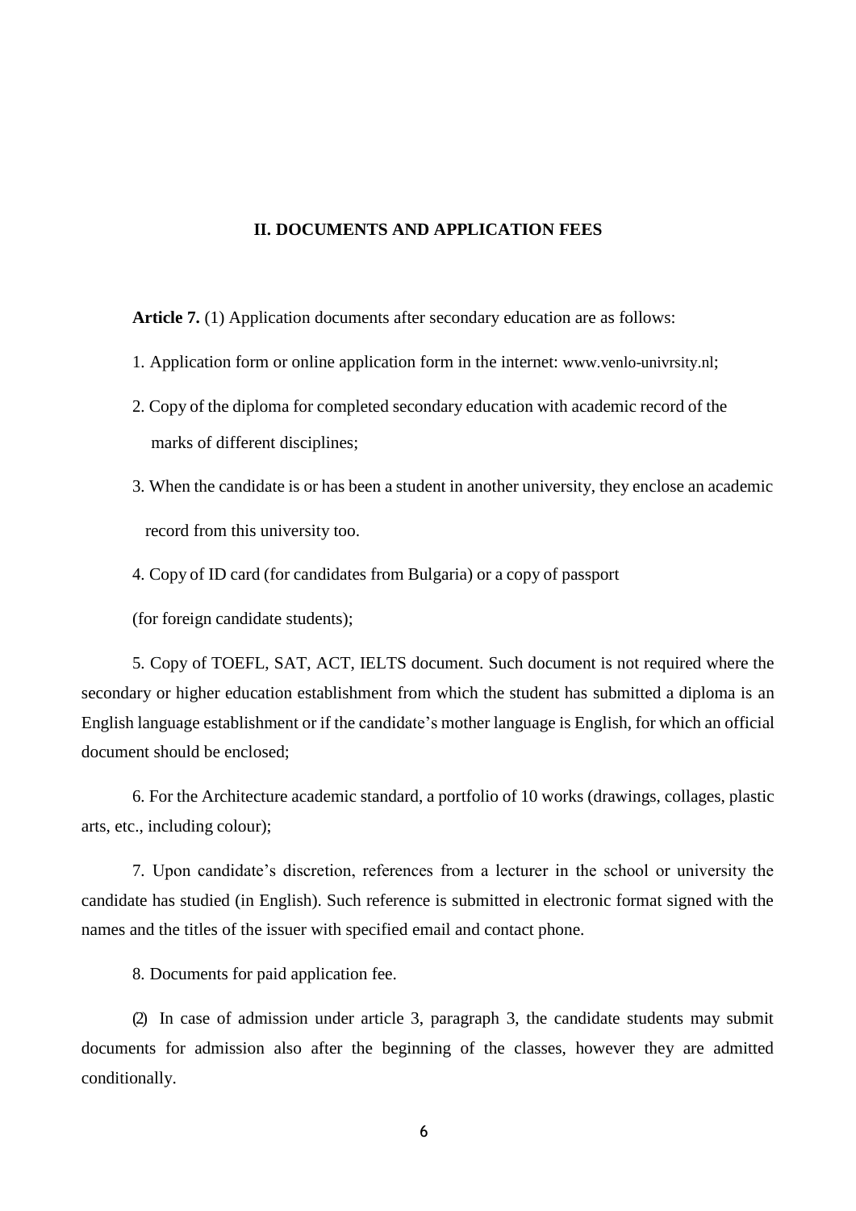## II. DOCUMENTS AND APPLICATION FEES

**Article 7.** (1) Application documents after secondary education are as follows:

1. Application form or online application form in the internet: www.venlo-univrsity.nl;
2. Copy of the diploma for completed secondary education with academic record of the marks of different disciplines;
3. When the candidate is or has been a student in another university, they enclose an academic record from this university too.
4. Copy of ID card (for candidates from Bulgaria) or a copy of passport (for foreign candidate students);
5. Copy of TOEFL, SAT, ACT, IELTS document. Such document is not required where the secondary or higher education establishment from which the student has submitted a diploma is an English language establishment or if the candidate's mother language is English, for which an official document should be enclosed;
6. For the Architecture academic standard, a portfolio of 10 works (drawings, collages, plastic arts, etc., including colour);
7. Upon candidate's discretion, references from a lecturer in the school or university the candidate has studied (in English). Such reference is submitted in electronic format signed with the names and the titles of the issuer with specified email and contact phone.
8. Documents for paid application fee.

(2) In case of admission under article 3, paragraph 3, the candidate students may submit documents for admission also after the beginning of the classes, however they are admitted conditionally.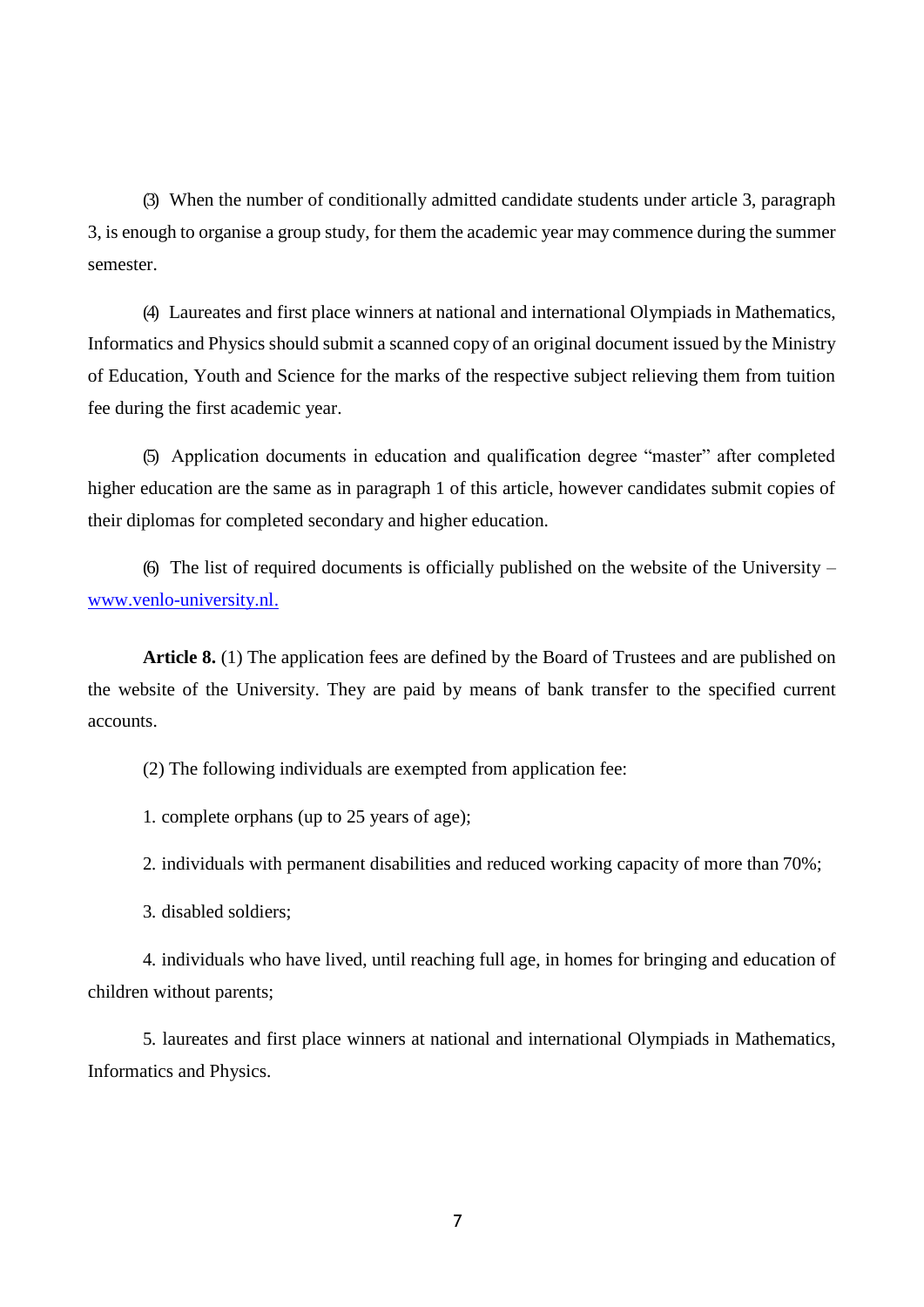(3) When the number of conditionally admitted candidate students under article 3, paragraph 3, is enough to organise a group study, for them the academic year may commence during the summer semester.

(4) Laureates and first place winners at national and international Olympiads in Mathematics, Informatics and Physics should submit a scanned copy of an original document issued by the Ministry of Education, Youth and Science for the marks of the respective subject relieving them from tuition fee during the first academic year.

(5) Application documents in education and qualification degree “master” after completed higher education are the same as in paragraph 1 of this article, however candidates submit copies of their diplomas for completed secondary and higher education.

(6) The list of required documents is officially published on the website of the University – [www.venlo-university.nl.](http://www.venlo-university.nl)

**Article 8.** (1) The application fees are defined by the Board of Trustees and are published on the website of the University. They are paid by means of bank transfer to the specified current accounts.

(2) The following individuals are exempted from application fee:

1. complete orphans (up to 25 years of age);

2. individuals with permanent disabilities and reduced working capacity of more than 70%;

3. disabled soldiers;

4. individuals who have lived, until reaching full age, in homes for bringing and education of children without parents;

5. laureates and first place winners at national and international Olympiads in Mathematics, Informatics and Physics.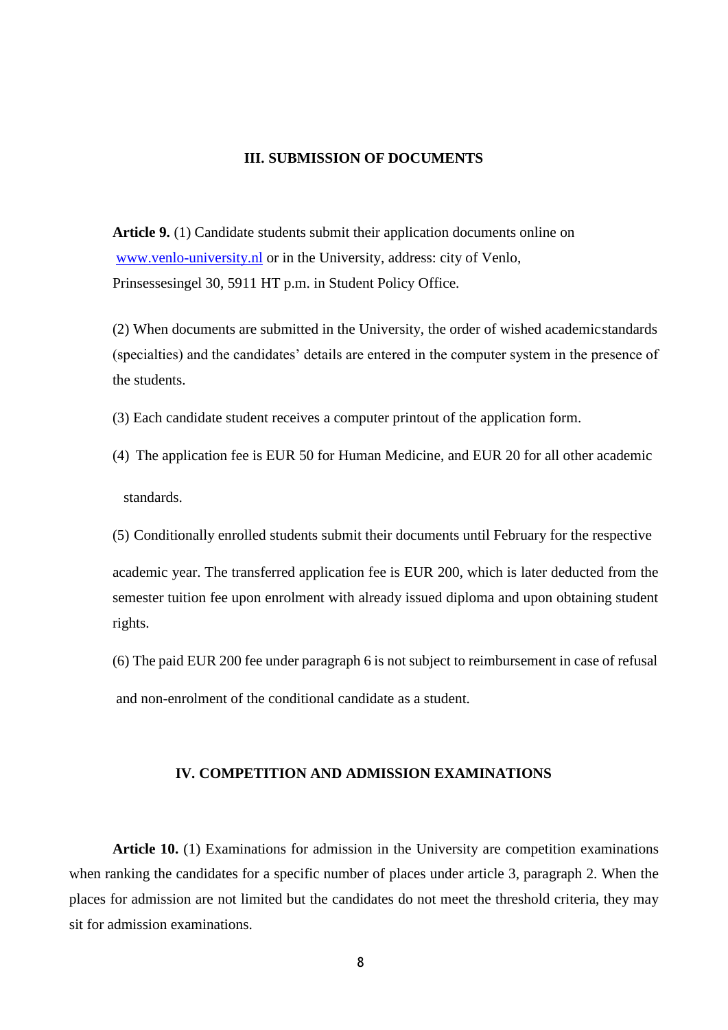## III. SUBMISSION OF DOCUMENTS

**Article 9.** (1) Candidate students submit their application documents online on www.venlo-university.nl or in the University, address: city of Venlo, Prinsessesingel 30, 5911 HT p.m. in Student Policy Office.

(2) When documents are submitted in the University, the order of wished academic standards (specialties) and the candidates' details are entered in the computer system in the presence of the students.

(3) Each candidate student receives a computer printout of the application form.

(4) The application fee is EUR 50 for Human Medicine, and EUR 20 for all other academic standards.

(5) Conditionally enrolled students submit their documents until February for the respective academic year. The transferred application fee is EUR 200, which is later deducted from the semester tuition fee upon enrolment with already issued diploma and upon obtaining student rights.

(6) The paid EUR 200 fee under paragraph 6 is not subject to reimbursement in case of refusal and non-enrolment of the conditional candidate as a student.

## IV. COMPETITION AND ADMISSION EXAMINATIONS

**Article 10.** (1) Examinations for admission in the University are competition examinations when ranking the candidates for a specific number of places under article 3, paragraph 2. When the places for admission are not limited but the candidates do not meet the threshold criteria, they may sit for admission examinations.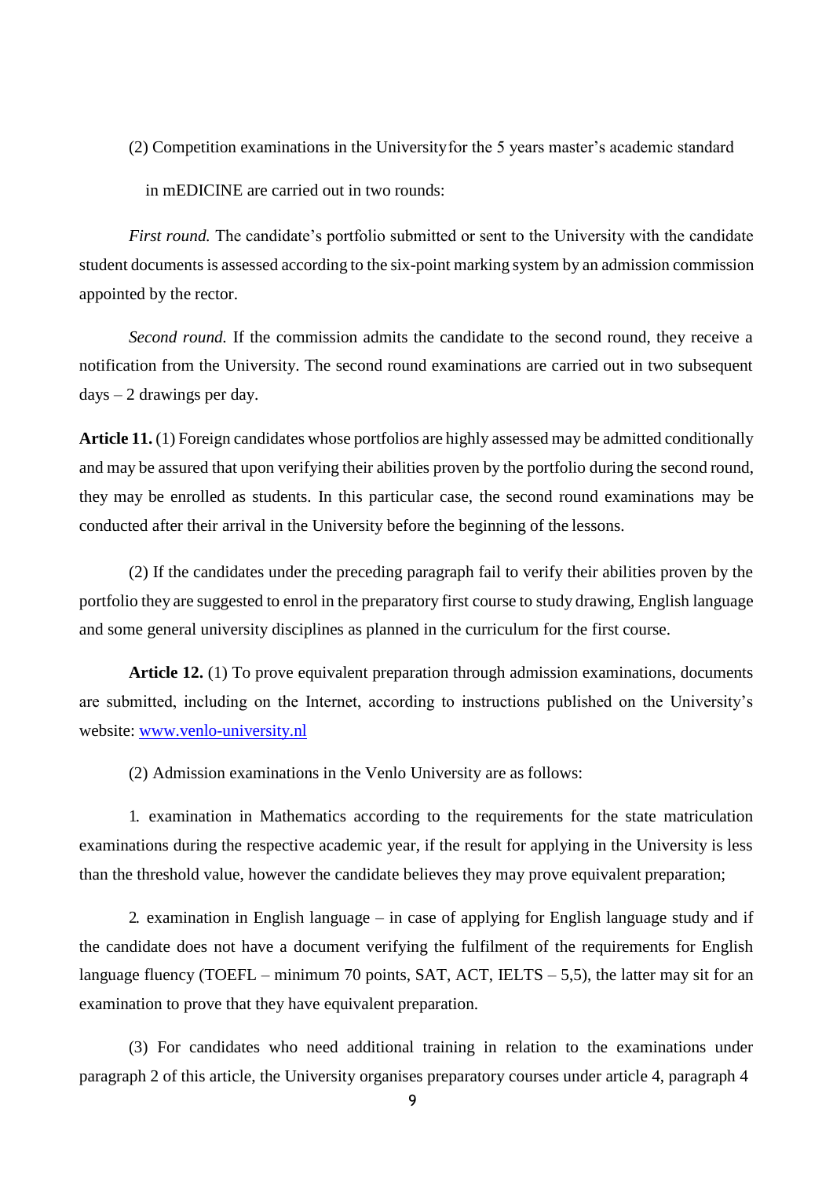(2) Competition examinations in the Universityfor the 5 years master's academic standard in mEDICINE are carried out in two rounds:

*First round.* The candidate's portfolio submitted or sent to the University with the candidate student documents is assessed according to the six-point marking system by an admission commission appointed by the rector.

*Second round.* If the commission admits the candidate to the second round, they receive a notification from the University. The second round examinations are carried out in two subsequent days – 2 drawings per day.

**Article 11.** (1) Foreign candidates whose portfolios are highly assessed may be admitted conditionally and may be assured that upon verifying their abilities proven by the portfolio during the second round, they may be enrolled as students. In this particular case, the second round examinations may be conducted after their arrival in the University before the beginning of the lessons.

(2) If the candidates under the preceding paragraph fail to verify their abilities proven by the portfolio they are suggested to enrol in the preparatory first course to study drawing, English language and some general university disciplines as planned in the curriculum for the first course.

**Article 12.** (1) To prove equivalent preparation through admission examinations, documents are submitted, including on the Internet, according to instructions published on the University's website: [www.venlo-university.nl](http://www.venlo-university.nl)

(2) Admission examinations in the Venlo University are as follows:

1. examination in Mathematics according to the requirements for the state matriculation examinations during the respective academic year, if the result for applying in the University is less than the threshold value, however the candidate believes they may prove equivalent preparation;

2. examination in English language – in case of applying for English language study and if the candidate does not have a document verifying the fulfilment of the requirements for English language fluency (TOEFL – minimum 70 points, SAT, ACT, IELTS – 5,5), the latter may sit for an examination to prove that they have equivalent preparation.

(3) For candidates who need additional training in relation to the examinations under paragraph 2 of this article, the University organises preparatory courses under article 4, paragraph 4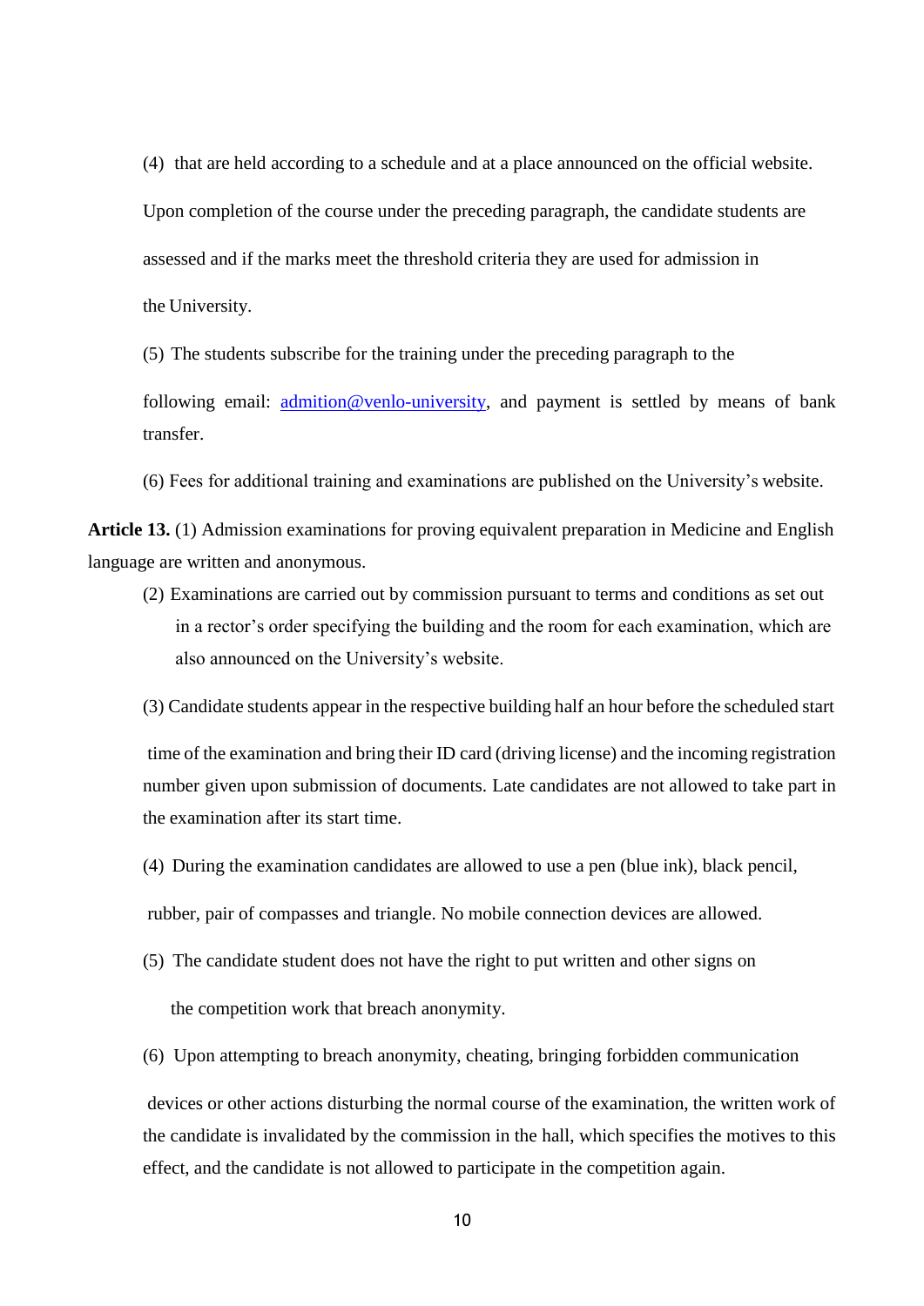(4) that are held according to a schedule and at a place announced on the official website.

Upon completion of the course under the preceding paragraph, the candidate students are assessed and if the marks meet the threshold criteria they are used for admission in the University.

(5) The students subscribe for the training under the preceding paragraph to the following email: admition@venlo-university, and payment is settled by means of bank transfer.

(6) Fees for additional training and examinations are published on the University's website.

**Article 13.** (1) Admission examinations for proving equivalent preparation in Medicine and English language are written and anonymous.

(2) Examinations are carried out by commission pursuant to terms and conditions as set out in a rector's order specifying the building and the room for each examination, which are also announced on the University's website.

(3) Candidate students appear in the respective building half an hour before the scheduled start time of the examination and bring their ID card (driving license) and the incoming registration number given upon submission of documents. Late candidates are not allowed to take part in the examination after its start time.

(4) During the examination candidates are allowed to use a pen (blue ink), black pencil, rubber, pair of compasses and triangle. No mobile connection devices are allowed.

(5) The candidate student does not have the right to put written and other signs on the competition work that breach anonymity.

(6) Upon attempting to breach anonymity, cheating, bringing forbidden communication devices or other actions disturbing the normal course of the examination, the written work of the candidate is invalidated by the commission in the hall, which specifies the motives to this effect, and the candidate is not allowed to participate in the competition again.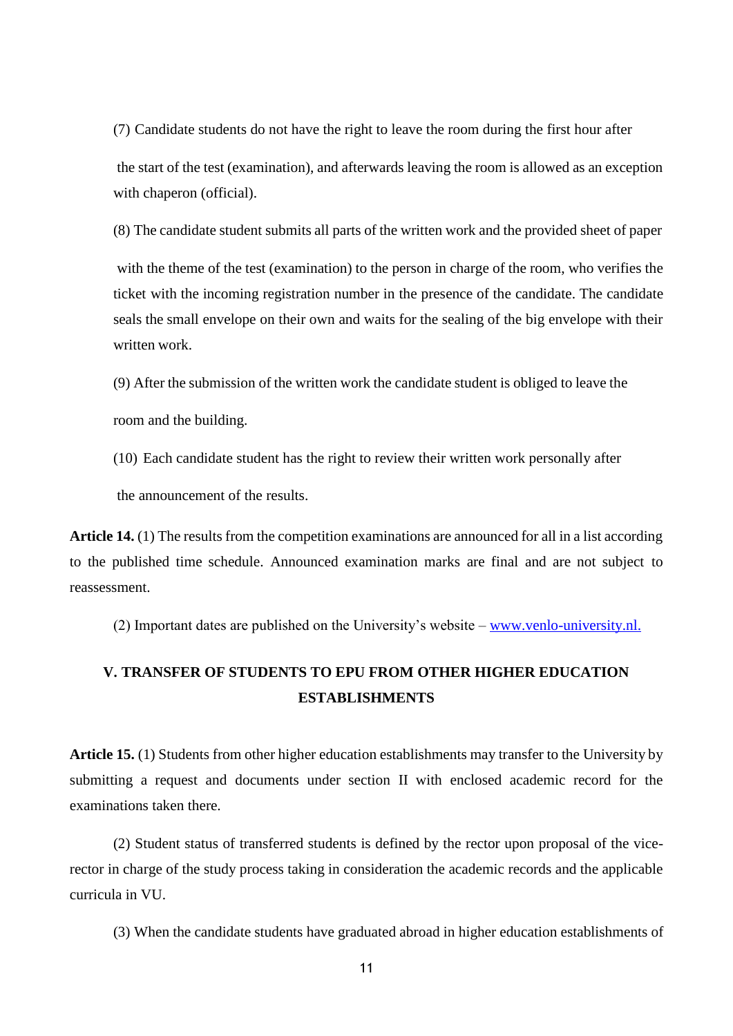(7) Candidate students do not have the right to leave the room during the first hour after the start of the test (examination), and afterwards leaving the room is allowed as an exception with chaperon (official).

(8) The candidate student submits all parts of the written work and the provided sheet of paper with the theme of the test (examination) to the person in charge of the room, who verifies the ticket with the incoming registration number in the presence of the candidate. The candidate seals the small envelope on their own and waits for the sealing of the big envelope with their written work.

(9) After the submission of the written work the candidate student is obliged to leave the room and the building.

(10) Each candidate student has the right to review their written work personally after the announcement of the results.

**Article 14.** (1) The results from the competition examinations are announced for all in a list according to the published time schedule. Announced examination marks are final and are not subject to reassessment.

(2) Important dates are published on the University's website – [www.venlo-university.nl.](http://www.venlo-university.nl)

## V. TRANSFER OF STUDENTS TO EPU FROM OTHER HIGHER EDUCATION ESTABLISHMENTS

**Article 15.** (1) Students from other higher education establishments may transfer to the University by submitting a request and documents under section II with enclosed academic record for the examinations taken there.

(2) Student status of transferred students is defined by the rector upon proposal of the vice-rector in charge of the study process taking in consideration the academic records and the applicable curricula in VU.

(3) When the candidate students have graduated abroad in higher education establishments of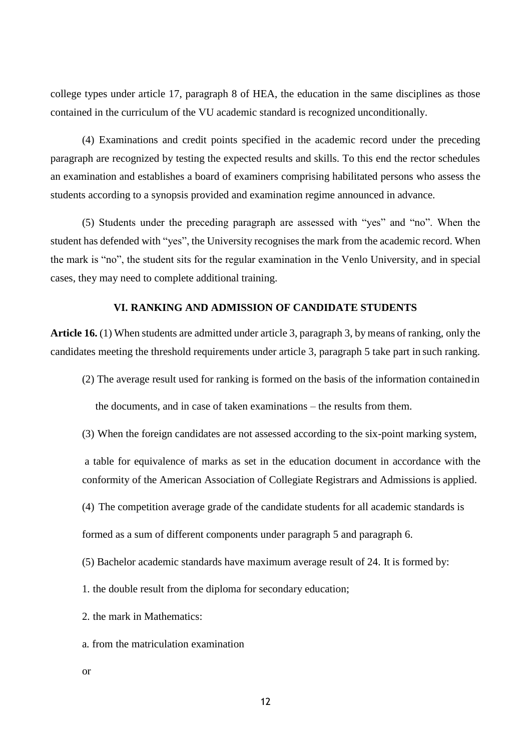college types under article 17, paragraph 8 of HEA, the education in the same disciplines as those contained in the curriculum of the VU academic standard is recognized unconditionally.

(4) Examinations and credit points specified in the academic record under the preceding paragraph are recognized by testing the expected results and skills. To this end the rector schedules an examination and establishes a board of examiners comprising habilitated persons who assess the students according to a synopsis provided and examination regime announced in advance.

(5) Students under the preceding paragraph are assessed with "yes" and "no". When the student has defended with "yes", the University recognises the mark from the academic record. When the mark is "no", the student sits for the regular examination in the Venlo University, and in special cases, they may need to complete additional training.

## VI. RANKING AND ADMISSION OF CANDIDATE STUDENTS

**Article 16.** (1) When students are admitted under article 3, paragraph 3, by means of ranking, only the candidates meeting the threshold requirements under article 3, paragraph 5 take part in such ranking.

(2) The average result used for ranking is formed on the basis of the information contained in the documents, and in case of taken examinations – the results from them.

(3) When the foreign candidates are not assessed according to the six-point marking system, a table for equivalence of marks as set in the education document in accordance with the conformity of the American Association of Collegiate Registrars and Admissions is applied.

(4) The competition average grade of the candidate students for all academic standards is formed as a sum of different components under paragraph 5 and paragraph 6.

(5) Bachelor academic standards have maximum average result of 24. It is formed by:

1. the double result from the diploma for secondary education;

2. the mark in Mathematics:

a. from the matriculation examination

or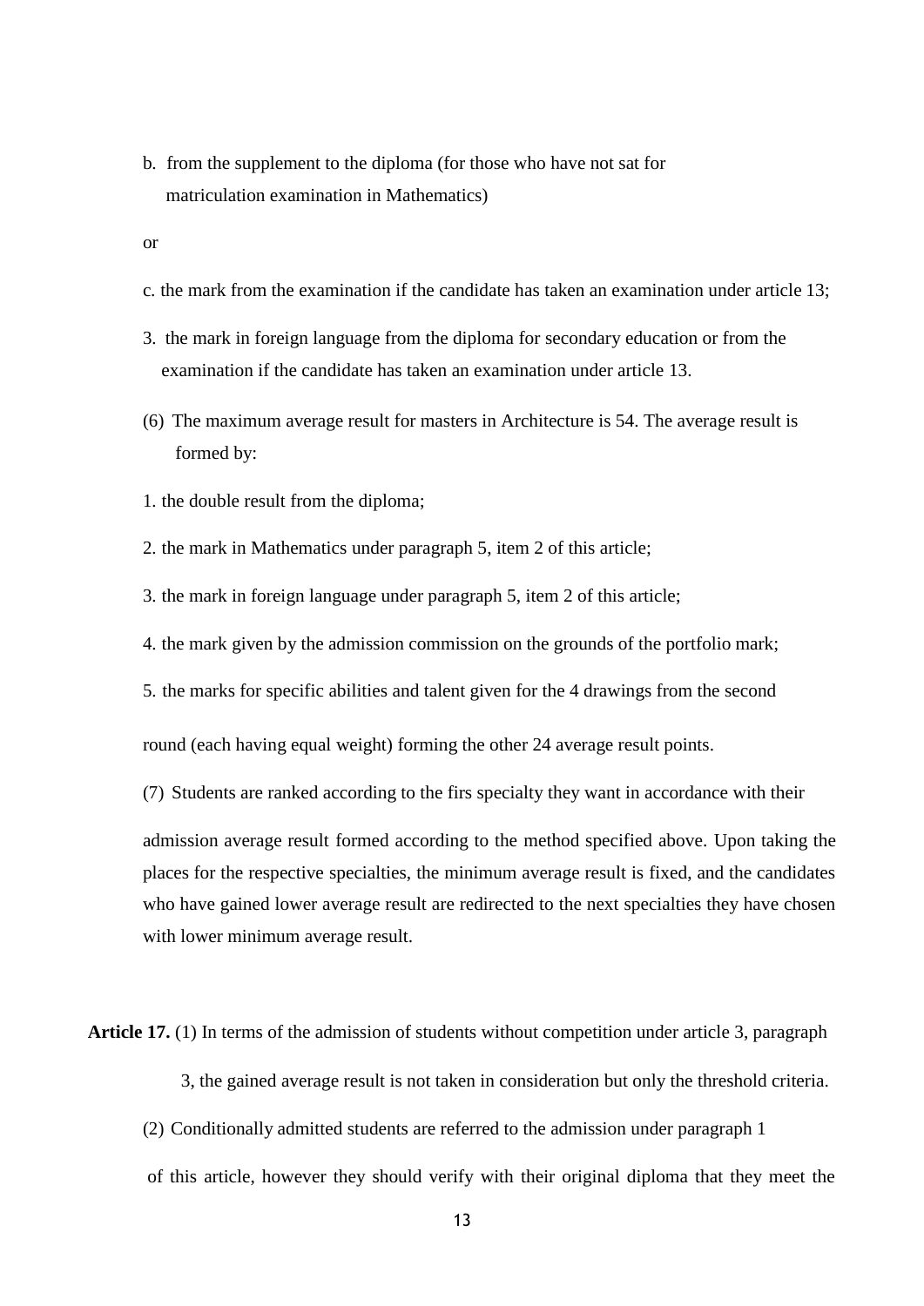b. from the supplement to the diploma (for those who have not sat for matriculation examination in Mathematics)

or

c. the mark from the examination if the candidate has taken an examination under article 13;

3. the mark in foreign language from the diploma for secondary education or from the examination if the candidate has taken an examination under article 13.

(6) The maximum average result for masters in Architecture is 54. The average result is formed by:

1. the double result from the diploma;

2. the mark in Mathematics under paragraph 5, item 2 of this article;

3. the mark in foreign language under paragraph 5, item 2 of this article;

4. the mark given by the admission commission on the grounds of the portfolio mark;

5. the marks for specific abilities and talent given for the 4 drawings from the second round (each having equal weight) forming the other 24 average result points.

(7) Students are ranked according to the firs specialty they want in accordance with their admission average result formed according to the method specified above. Upon taking the places for the respective specialties, the minimum average result is fixed, and the candidates who have gained lower average result are redirected to the next specialties they have chosen with lower minimum average result.

**Article 17.** (1) In terms of the admission of students without competition under article 3, paragraph 3, the gained average result is not taken in consideration but only the threshold criteria.

(2) Conditionally admitted students are referred to the admission under paragraph 1 of this article, however they should verify with their original diploma that they meet the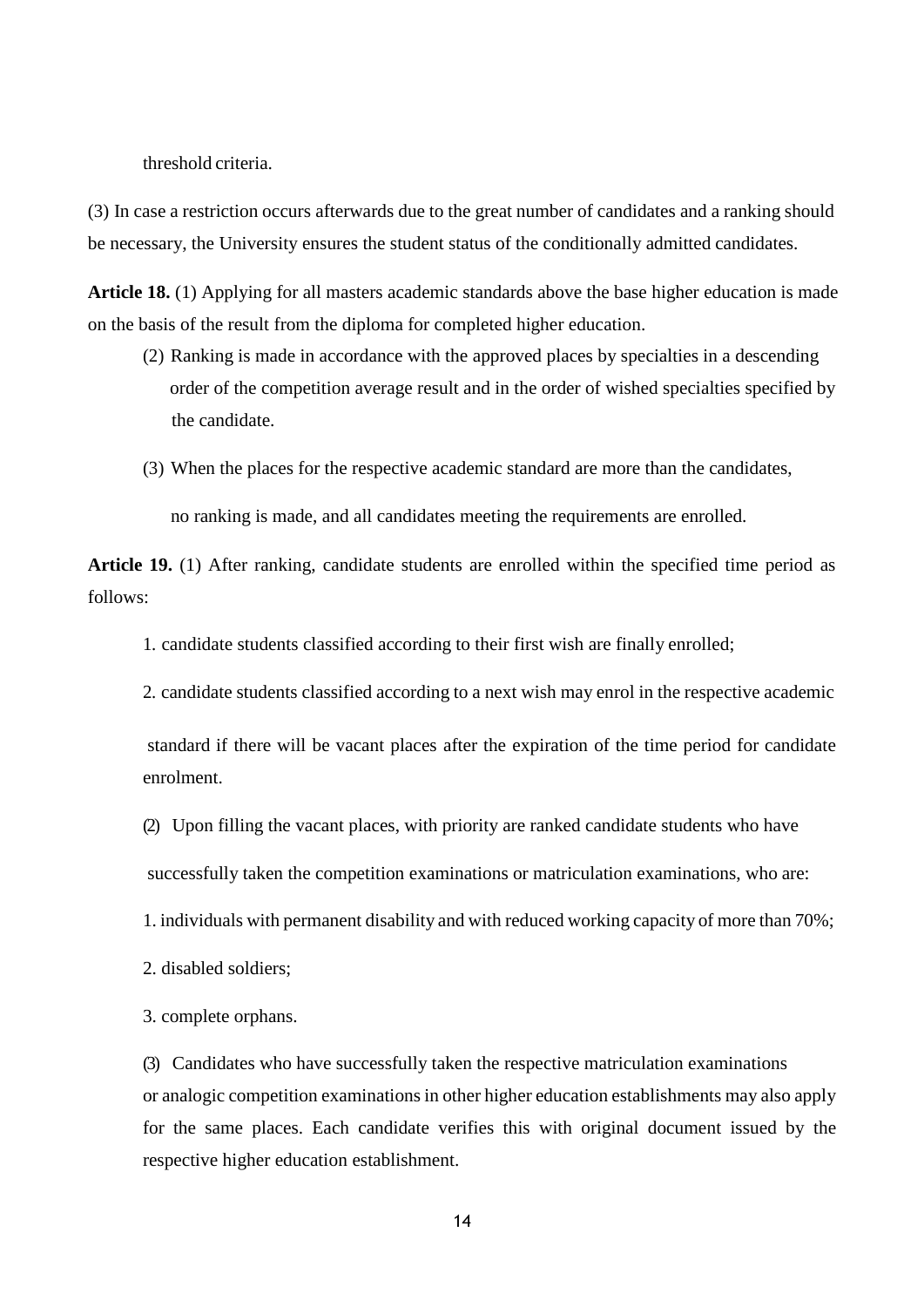threshold criteria.

(3) In case a restriction occurs afterwards due to the great number of candidates and a ranking should be necessary, the University ensures the student status of the conditionally admitted candidates.

**Article 18.** (1) Applying for all masters academic standards above the base higher education is made on the basis of the result from the diploma for completed higher education.

(2) Ranking is made in accordance with the approved places by specialties in a descending order of the competition average result and in the order of wished specialties specified by the candidate.

(3) When the places for the respective academic standard are more than the candidates, no ranking is made, and all candidates meeting the requirements are enrolled.

**Article 19.** (1) After ranking, candidate students are enrolled within the specified time period as follows:

1. candidate students classified according to their first wish are finally enrolled;
2. candidate students classified according to a next wish may enrol in the respective academic standard if there will be vacant places after the expiration of the time period for candidate enrolment.

(2) Upon filling the vacant places, with priority are ranked candidate students who have successfully taken the competition examinations or matriculation examinations, who are:

1. individuals with permanent disability and with reduced working capacity of more than 70%;
2. disabled soldiers;
3. complete orphans.

(3) Candidates who have successfully taken the respective matriculation examinations or analogic competition examinations in other higher education establishments may also apply for the same places. Each candidate verifies this with original document issued by the respective higher education establishment.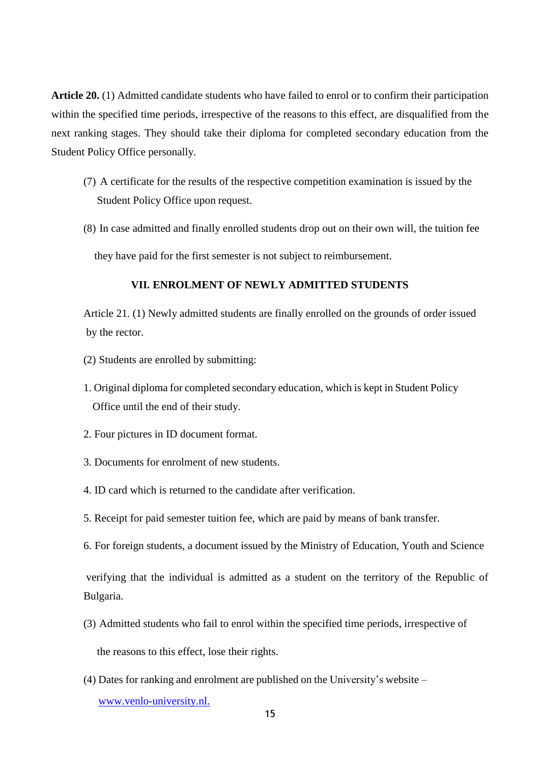**Article 20.** (1) Admitted candidate students who have failed to enrol or to confirm their participation within the specified time periods, irrespective of the reasons to this effect, are disqualified from the next ranking stages. They should take their diploma for completed secondary education from the Student Policy Office personally.

(7) A certificate for the results of the respective competition examination is issued by the Student Policy Office upon request.

(8) In case admitted and finally enrolled students drop out on their own will, the tuition fee they have paid for the first semester is not subject to reimbursement.

## VII. ENROLMENT OF NEWLY ADMITTED STUDENTS

Article 21. (1) Newly admitted students are finally enrolled on the grounds of order issued by the rector.

(2) Students are enrolled by submitting:

1. Original diploma for completed secondary education, which is kept in Student Policy Office until the end of their study.
2. Four pictures in ID document format.
3. Documents for enrolment of new students.
4. ID card which is returned to the candidate after verification.
5. Receipt for paid semester tuition fee, which are paid by means of bank transfer.
6. For foreign students, a document issued by the Ministry of Education, Youth and Science verifying that the individual is admitted as a student on the territory of the Republic of Bulgaria.

(3) Admitted students who fail to enrol within the specified time periods, irrespective of the reasons to this effect, lose their rights.

(4) Dates for ranking and enrolment are published on the University's website – [www.venlo-university.nl.](http://www.venlo-university.nl)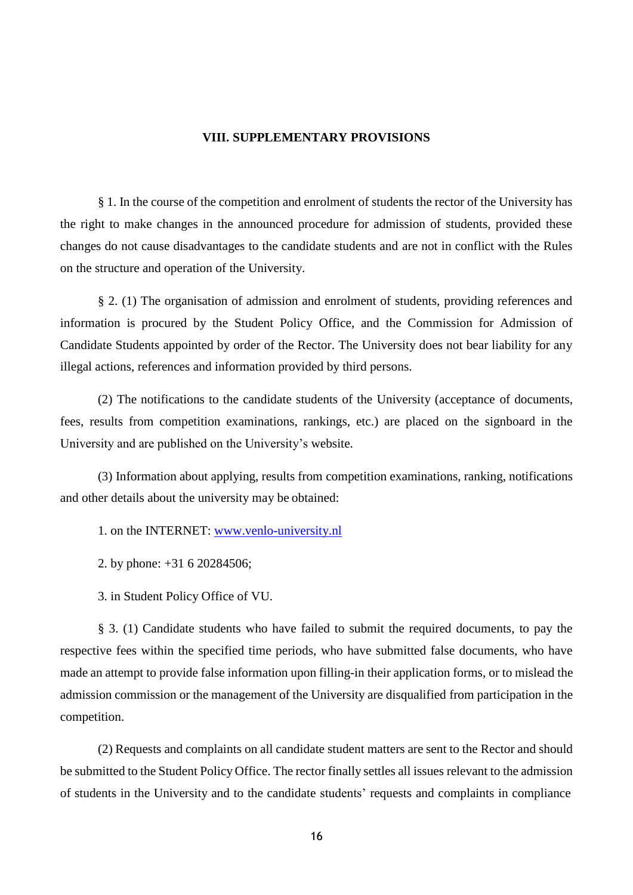## VIII. SUPPLEMENTARY PROVISIONS

§ 1. In the course of the competition and enrolment of students the rector of the University has the right to make changes in the announced procedure for admission of students, provided these changes do not cause disadvantages to the candidate students and are not in conflict with the Rules on the structure and operation of the University.

§ 2. (1) The organisation of admission and enrolment of students, providing references and information is procured by the Student Policy Office, and the Commission for Admission of Candidate Students appointed by order of the Rector. The University does not bear liability for any illegal actions, references and information provided by third persons.

(2) The notifications to the candidate students of the University (acceptance of documents, fees, results from competition examinations, rankings, etc.) are placed on the signboard in the University and are published on the University's website.

(3) Information about applying, results from competition examinations, ranking, notifications and other details about the university may be obtained:

1. on the INTERNET: [www.venlo-university.nl](http://www.venlo-university.nl)

2. by phone: +31 6 20284506;

3. in Student Policy Office of VU.

§ 3. (1) Candidate students who have failed to submit the required documents, to pay the respective fees within the specified time periods, who have submitted false documents, who have made an attempt to provide false information upon filling-in their application forms, or to mislead the admission commission or the management of the University are disqualified from participation in the competition.

(2) Requests and complaints on all candidate student matters are sent to the Rector and should be submitted to the Student Policy Office. The rector finally settles all issues relevant to the admission of students in the University and to the candidate students' requests and complaints in compliance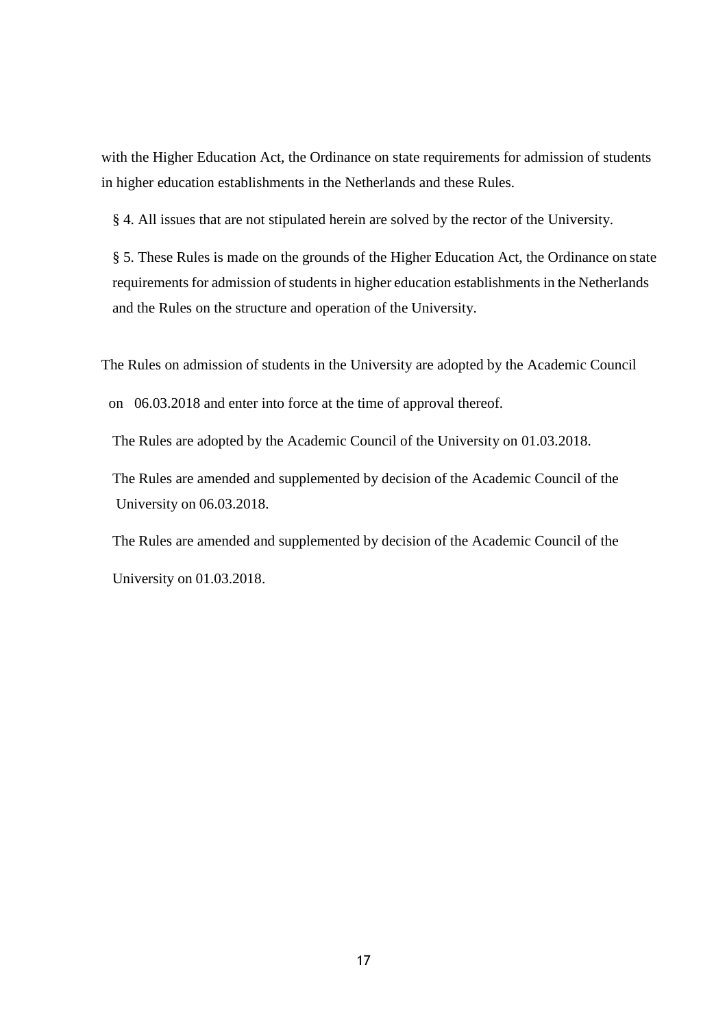with the Higher Education Act, the Ordinance on state requirements for admission of students in higher education establishments in the Netherlands and these Rules.

§ 4. All issues that are not stipulated herein are solved by the rector of the University.

§ 5. These Rules is made on the grounds of the Higher Education Act, the Ordinance on state requirements for admission of students in higher education establishments in the Netherlands and the Rules on the structure and operation of the University.

The Rules on admission of students in the University are adopted by the Academic Council on 06.03.2018 and enter into force at the time of approval thereof.

The Rules are adopted by the Academic Council of the University on 01.03.2018.

The Rules are amended and supplemented by decision of the Academic Council of the University on 06.03.2018.

The Rules are amended and supplemented by decision of the Academic Council of the University on 01.03.2018.